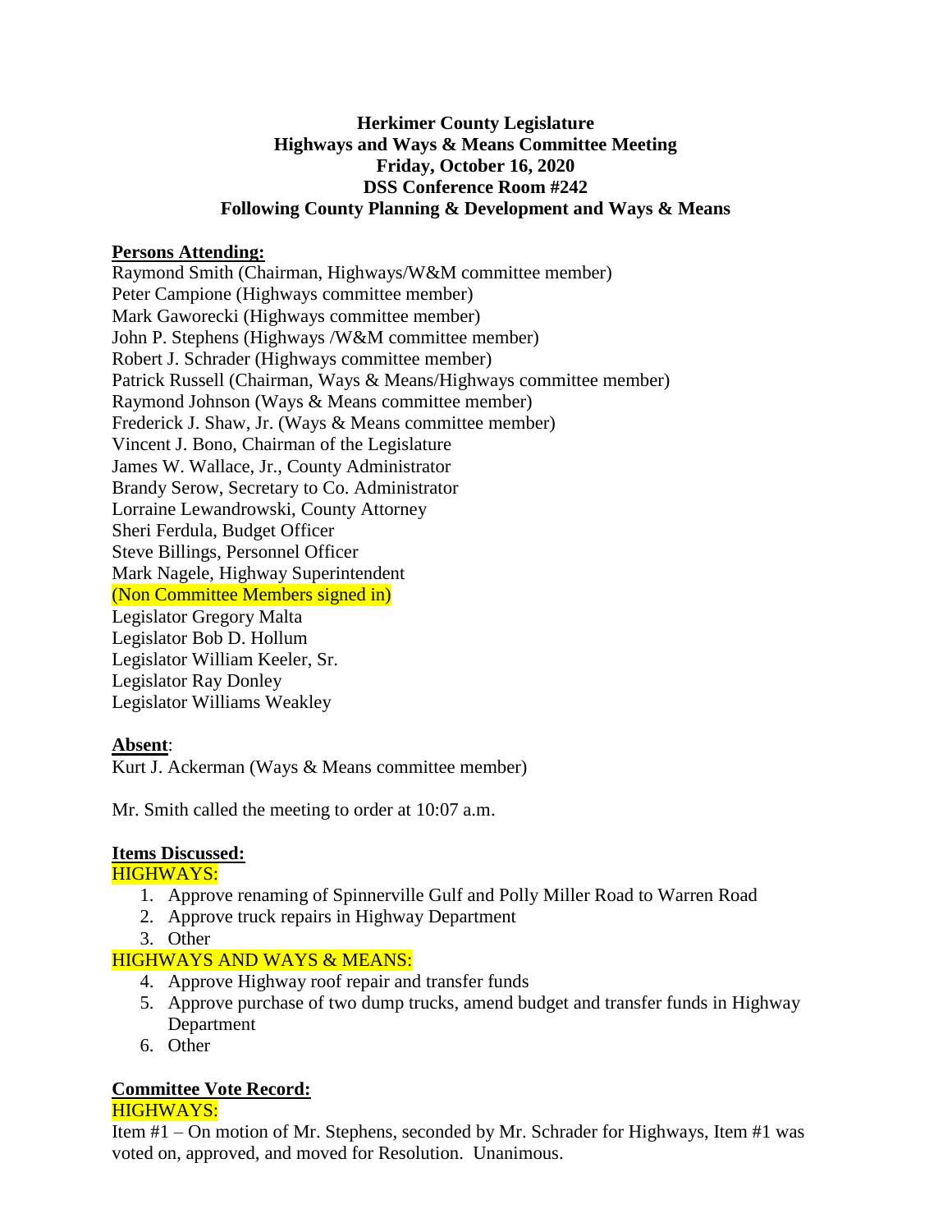**Herkimer County Legislature**
**Highways and Ways & Means Committee Meeting**
**Friday, October 16, 2020**
**DSS Conference Room #242**
**Following County Planning & Development and Ways & Means**

**Persons Attending:**

Raymond Smith (Chairman, Highways/W&M committee member)
Peter Campione (Highways committee member)
Mark Gaworecki (Highways committee member)
John P. Stephens (Highways /W&M committee member)
Robert J. Schrader (Highways committee member)
Patrick Russell (Chairman, Ways & Means/Highways committee member)
Raymond Johnson (Ways & Means committee member)
Frederick J. Shaw, Jr. (Ways & Means committee member)
Vincent J. Bono, Chairman of the Legislature
James W. Wallace, Jr., County Administrator
Brandy Serow, Secretary to Co. Administrator
Lorraine Lewandrowski, County Attorney
Sheri Ferdula, Budget Officer
Steve Billings, Personnel Officer
Mark Nagele, Highway Superintendent
(Non Committee Members signed in)
Legislator Gregory Malta
Legislator Bob D. Hollum
Legislator William Keeler, Sr.
Legislator Ray Donley
Legislator Williams Weakley

**Absent**:

Kurt J. Ackerman (Ways & Means committee member)

Mr. Smith called the meeting to order at 10:07 a.m.

**Items Discussed:**

HIGHWAYS:

1. Approve renaming of Spinnerville Gulf and Polly Miller Road to Warren Road
2. Approve truck repairs in Highway Department
3. Other

HIGHWAYS AND WAYS & MEANS:

4. Approve Highway roof repair and transfer funds
5. Approve purchase of two dump trucks, amend budget and transfer funds in Highway Department
6. Other

**Committee Vote Record:**

HIGHWAYS:

Item #1 – On motion of Mr. Stephens, seconded by Mr. Schrader for Highways, Item #1 was voted on, approved, and moved for Resolution. Unanimous.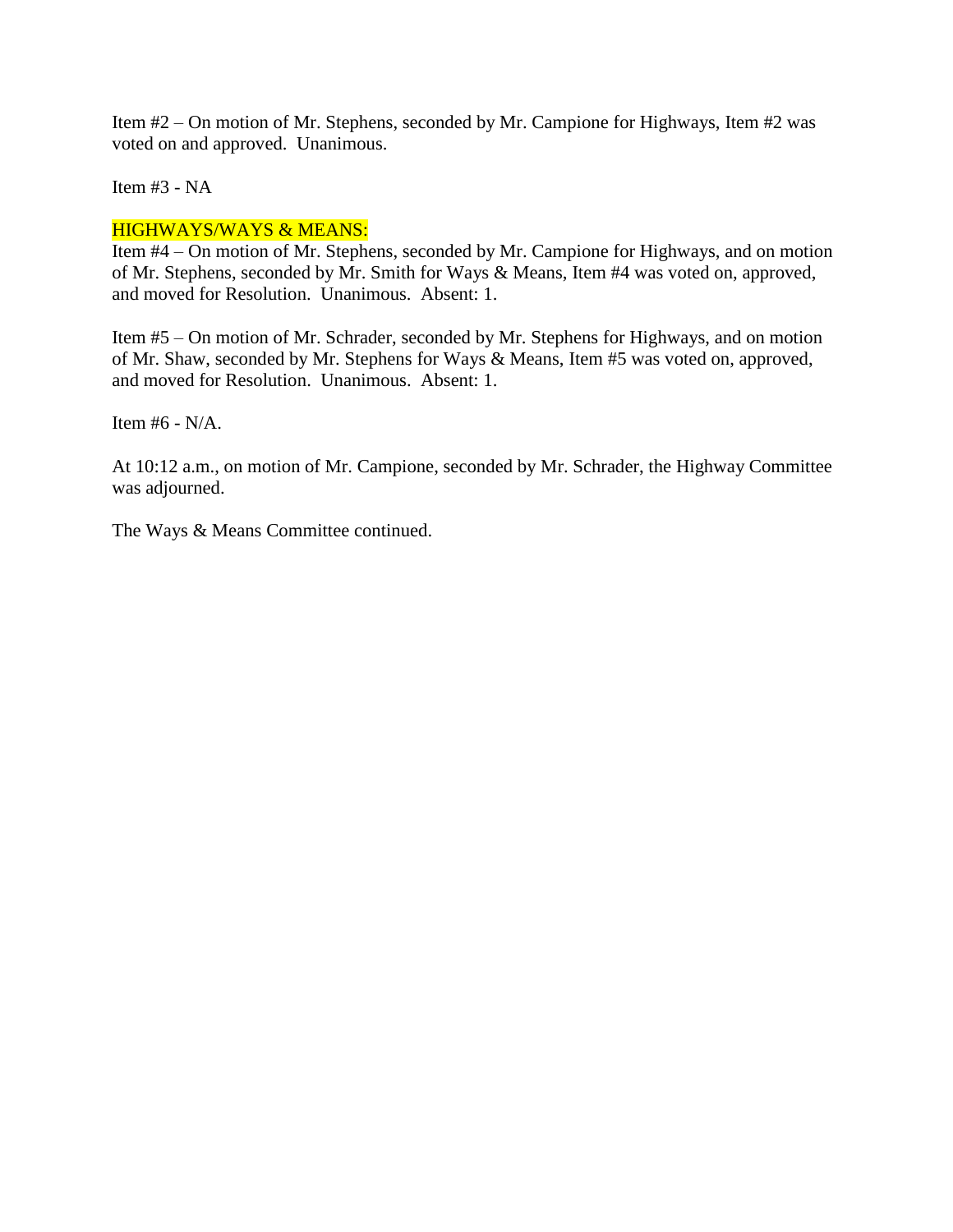Item #2 – On motion of Mr. Stephens, seconded by Mr. Campione for Highways, Item #2 was voted on and approved. Unanimous.

Item #3 - NA

HIGHWAYS/WAYS & MEANS:

Item #4 – On motion of Mr. Stephens, seconded by Mr. Campione for Highways, and on motion of Mr. Stephens, seconded by Mr. Smith for Ways & Means, Item #4 was voted on, approved, and moved for Resolution. Unanimous. Absent: 1.

Item #5 – On motion of Mr. Schrader, seconded by Mr. Stephens for Highways, and on motion of Mr. Shaw, seconded by Mr. Stephens for Ways & Means, Item #5 was voted on, approved, and moved for Resolution. Unanimous. Absent: 1.

Item #6 - N/A.

At 10:12 a.m., on motion of Mr. Campione, seconded by Mr. Schrader, the Highway Committee was adjourned.

The Ways & Means Committee continued.